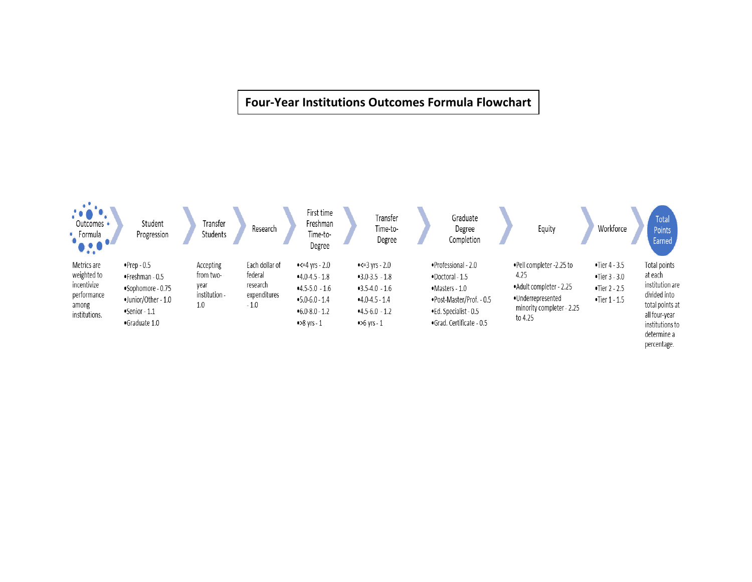# Four-Year Institutions Outcomes Formula Flowchart

| Outcomes Formula | Student Progression | Transfer Students | Research | First time Freshman Time-to-Degree | Transfer Time-to-Degree | Graduate Degree Completion | Equity | Workforce | Total Points Earned |
|---|---|---|---|---|---|---|---|---|---|
| Metrics are weighted to incentivize performance among institutions. | •Prep - 0.5<br>•Freshman - 0.5<br>•Sophomore - 0.75<br>•Junior/Other - 1.0<br>•Senior - 1.1<br>•Graduate 1.0 | Accepting from two-year institution - 1.0 | Each dollar of federal research expenditures - 1.0 | •<=4 yrs - 2.0<br>•4.0-4.5 - 1.8<br>•4.5-5.0 - 1.6<br>•5.0-6.0 - 1.4<br>•6.0-8.0 - 1.2<br>•>8 yrs - 1 | •<=3 yrs - 2.0<br>•3.0-3.5 - 1.8<br>•3.5-4.0 - 1.6<br>•4.0-4.5 - 1.4<br>•4.5-6.0 - 1.2<br>•>6 yrs - 1 | •Professional - 2.0<br>•Doctoral - 1.5<br>•Masters - 1.0<br>•Post-Master/Prof. - 0.5<br>•Ed. Specialist - 0.5<br>•Grad. Certificate - 0.5 | •Pell completer -2.25 to 4.25<br>•Adult completer - 2.25<br>•Underrepresented minority completer - 2.25 to 4.25 | •Tier 4 - 3.5<br>•Tier 3 - 3.0<br>•Tier 2 - 2.5<br>•Tier 1 - 1.5 | Total points at each institution are divided into total points at all four-year institutions to determine a percentage. |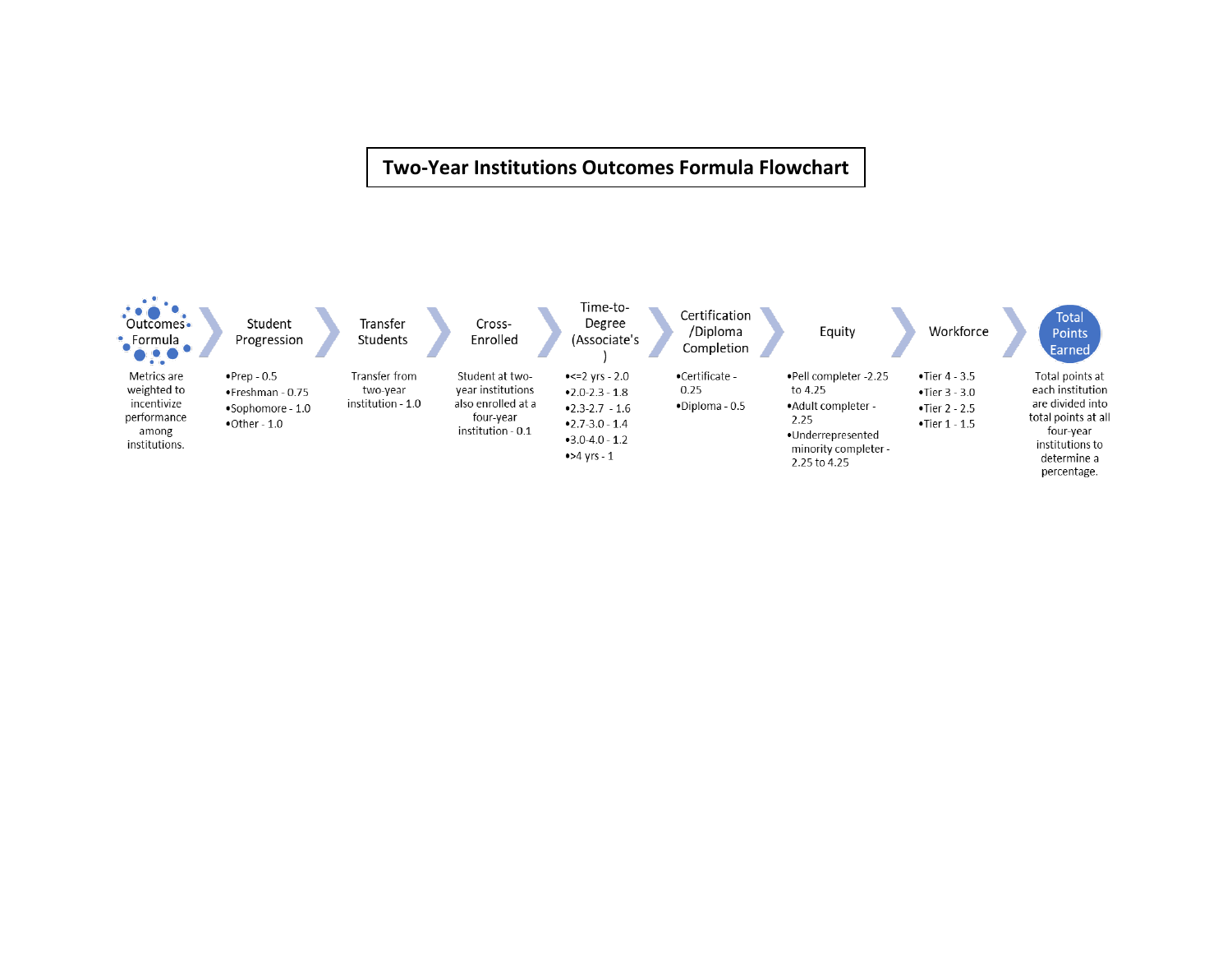# Two-Year Institutions Outcomes Formula Flowchart

**Outcomes Formula**

Metrics are weighted to incentivize performance among institutions.

**Student Progression**

- Prep - 0.5
- Freshman - 0.75
- Sophomore - 1.0
- Other - 1.0

**Transfer Students**

Transfer from two-year institution - 1.0

**Cross-Enrolled**

Student at two-year institutions also enrolled at a four-year institution - 0.1

**Time-to-Degree (Associate's)**

- <=2 yrs - 2.0
- 2.0-2.3 - 1.8
- 2.3-2.7 - 1.6
- 2.7-3.0 - 1.4
- 3.0-4.0 - 1.2
- >4 yrs - 1

**Certification/Diploma Completion**

- Certificate - 0.25
- Diploma - 0.5

**Equity**

- Pell completer -2.25 to 4.25
- Adult completer - 2.25
- Underrepresented minority completer - 2.25 to 4.25

**Workforce**

- Tier 4 - 3.5
- Tier 3 - 3.0
- Tier 2 - 2.5
- Tier 1 - 1.5

**Total Points Earned**

Total points at each institution are divided into total points at all four-year institutions to determine a percentage.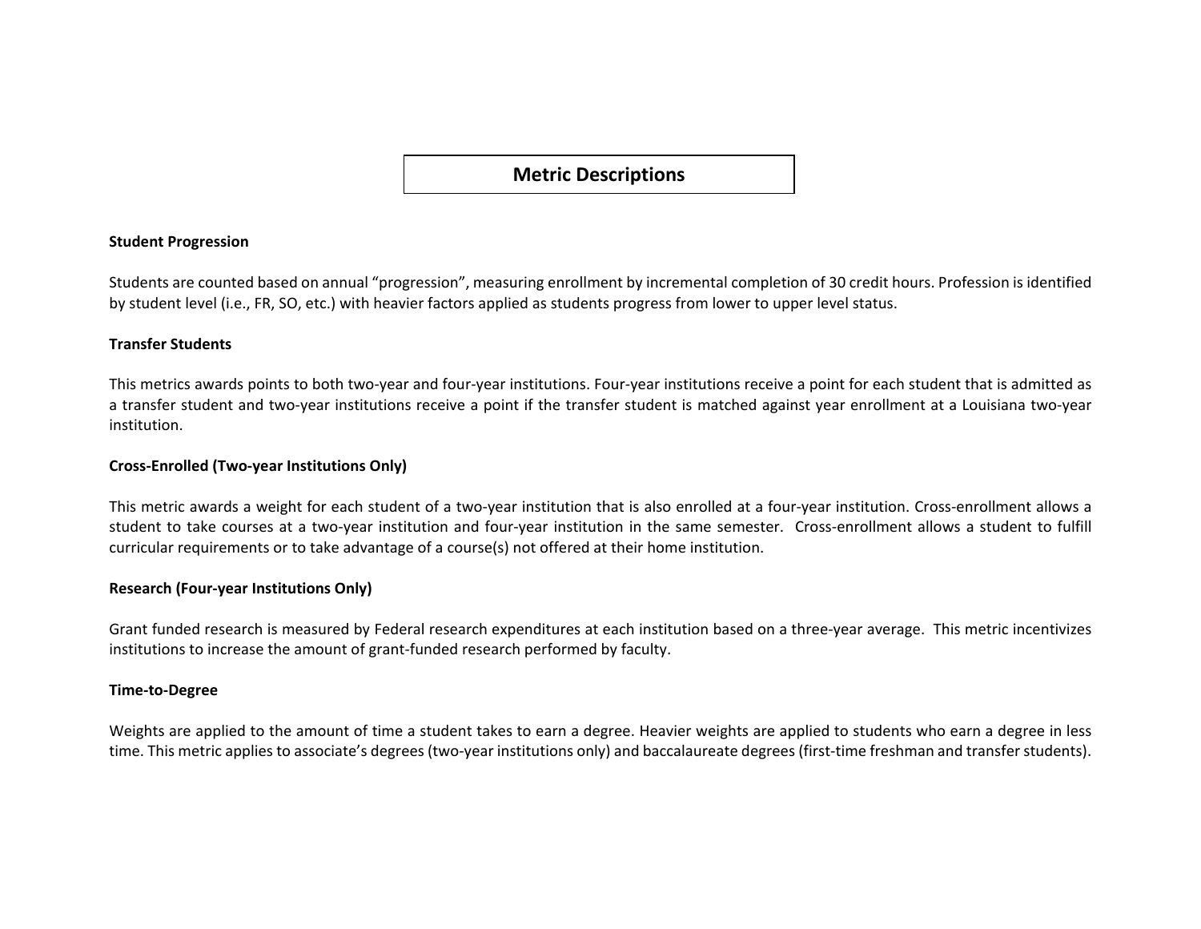# Metric Descriptions

**Student Progression**

Students are counted based on annual "progression", measuring enrollment by incremental completion of 30 credit hours. Profession is identified by student level (i.e., FR, SO, etc.) with heavier factors applied as students progress from lower to upper level status.

**Transfer Students**

This metrics awards points to both two-year and four-year institutions. Four-year institutions receive a point for each student that is admitted as a transfer student and two-year institutions receive a point if the transfer student is matched against year enrollment at a Louisiana two-year institution.

**Cross-Enrolled (Two-year Institutions Only)**

This metric awards a weight for each student of a two-year institution that is also enrolled at a four-year institution. Cross-enrollment allows a student to take courses at a two-year institution and four-year institution in the same semester. Cross-enrollment allows a student to fulfill curricular requirements or to take advantage of a course(s) not offered at their home institution.

**Research (Four-year Institutions Only)**

Grant funded research is measured by Federal research expenditures at each institution based on a three-year average. This metric incentivizes institutions to increase the amount of grant-funded research performed by faculty.

**Time-to-Degree**

Weights are applied to the amount of time a student takes to earn a degree. Heavier weights are applied to students who earn a degree in less time. This metric applies to associate's degrees (two-year institutions only) and baccalaureate degrees (first-time freshman and transfer students).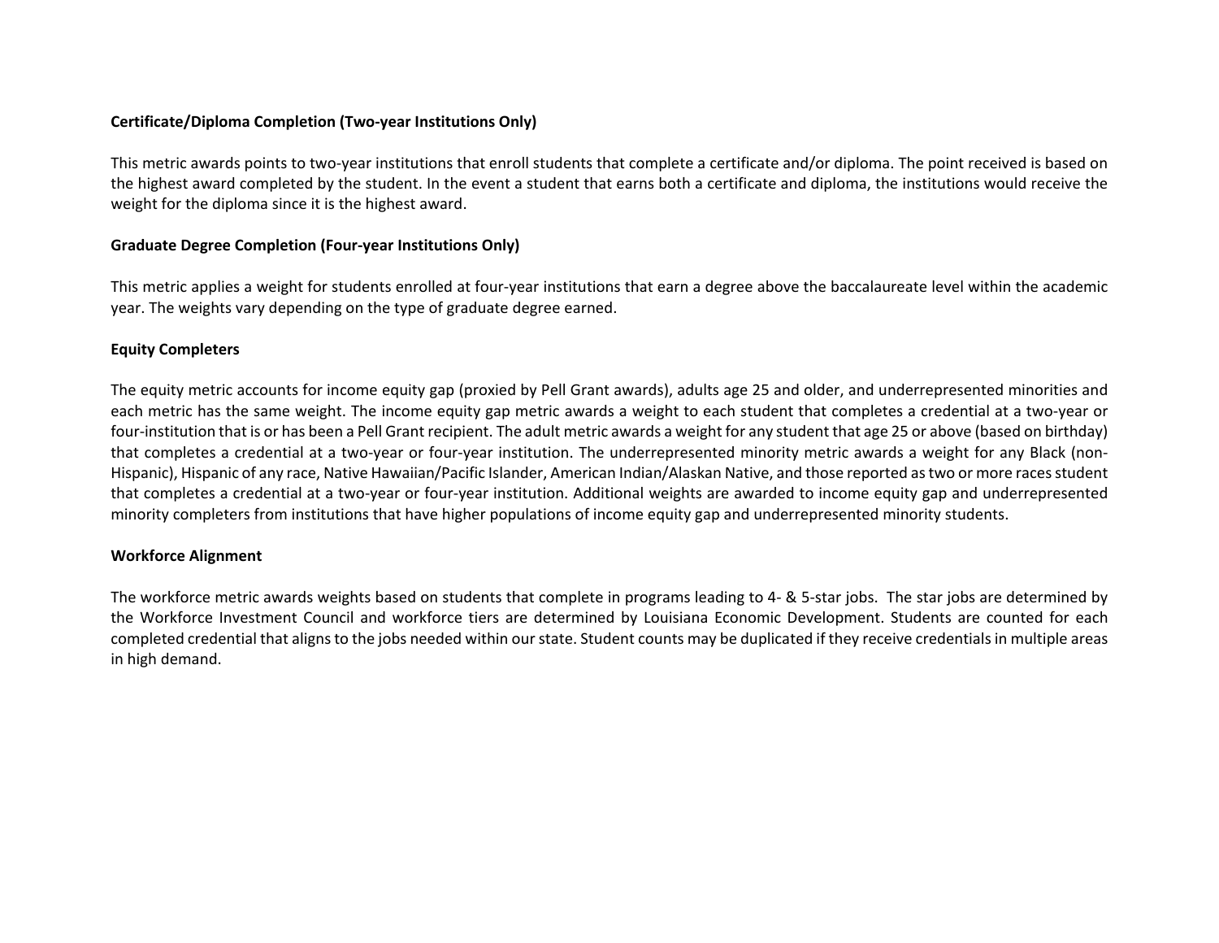**Certificate/Diploma Completion (Two-year Institutions Only)**

This metric awards points to two-year institutions that enroll students that complete a certificate and/or diploma. The point received is based on the highest award completed by the student. In the event a student that earns both a certificate and diploma, the institutions would receive the weight for the diploma since it is the highest award.

**Graduate Degree Completion (Four-year Institutions Only)**

This metric applies a weight for students enrolled at four-year institutions that earn a degree above the baccalaureate level within the academic year. The weights vary depending on the type of graduate degree earned.

**Equity Completers**

The equity metric accounts for income equity gap (proxied by Pell Grant awards), adults age 25 and older, and underrepresented minorities and each metric has the same weight. The income equity gap metric awards a weight to each student that completes a credential at a two-year or four-institution that is or has been a Pell Grant recipient. The adult metric awards a weight for any student that age 25 or above (based on birthday) that completes a credential at a two-year or four-year institution. The underrepresented minority metric awards a weight for any Black (non-Hispanic), Hispanic of any race, Native Hawaiian/Pacific Islander, American Indian/Alaskan Native, and those reported as two or more races student that completes a credential at a two-year or four-year institution. Additional weights are awarded to income equity gap and underrepresented minority completers from institutions that have higher populations of income equity gap and underrepresented minority students.

**Workforce Alignment**

The workforce metric awards weights based on students that complete in programs leading to 4- & 5-star jobs. The star jobs are determined by the Workforce Investment Council and workforce tiers are determined by Louisiana Economic Development. Students are counted for each completed credential that aligns to the jobs needed within our state. Student counts may be duplicated if they receive credentials in multiple areas in high demand.